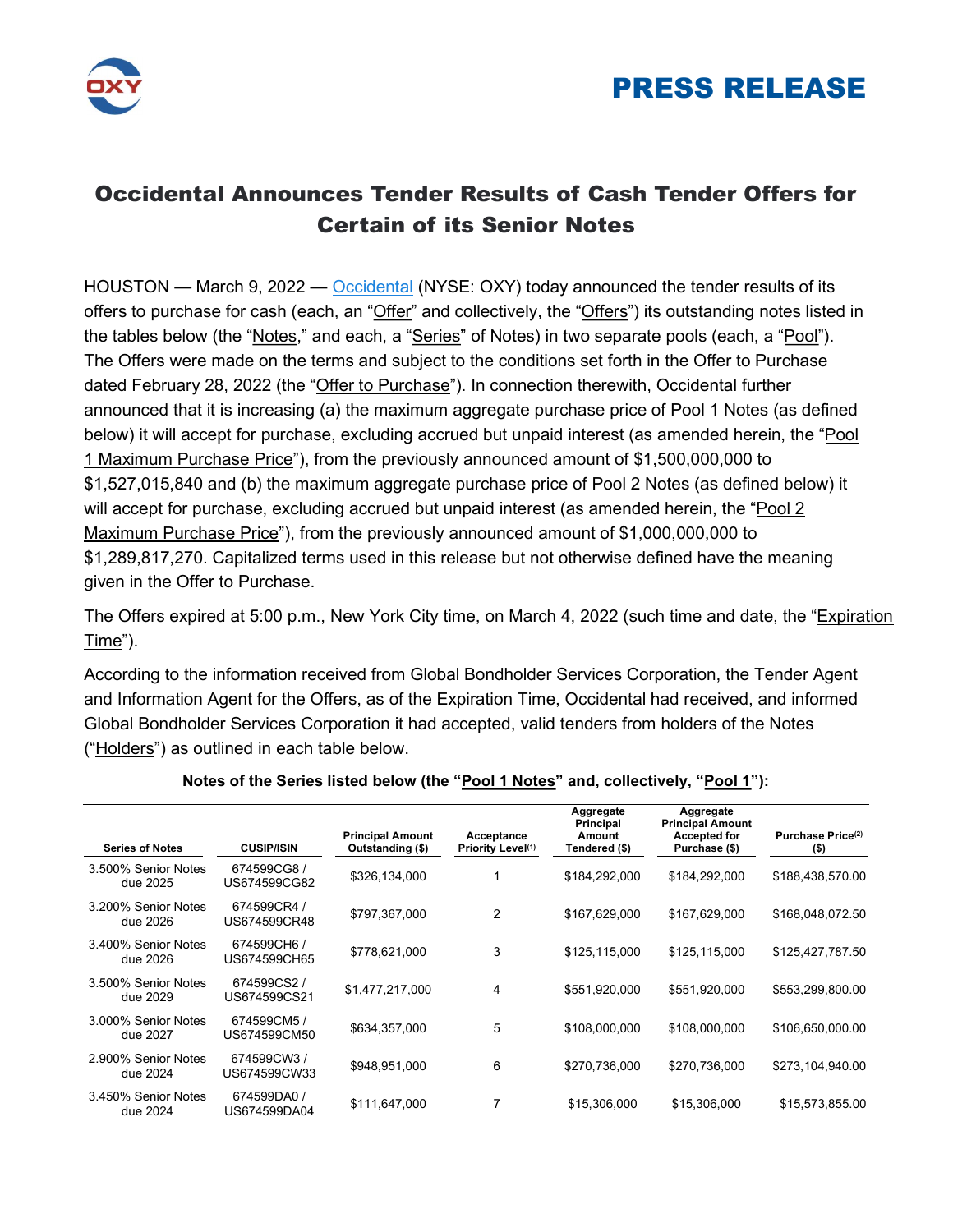PRESS RELEASE

# Occidental Announces Tender Results of Cash Tender Offers for Certain of its Senior Notes

HOUSTON — March 9, 2022 — Occidental (NYSE: OXY) today announced the tender results of its offers to purchase for cash (each, an "Offer" and collectively, the "Offers") its outstanding notes listed in the tables below (the "Notes," and each, a "Series" of Notes) in two separate pools (each, a "Pool"). The Offers were made on the terms and subject to the conditions set forth in the Offer to Purchase dated February 28, 2022 (the "Offer to Purchase"). In connection therewith, Occidental further announced that it is increasing (a) the maximum aggregate purchase price of Pool 1 Notes (as defined below) it will accept for purchase, excluding accrued but unpaid interest (as amended herein, the "Pool 1 Maximum Purchase Price"), from the previously announced amount of $1,500,000,000 to $1,527,015,840 and (b) the maximum aggregate purchase price of Pool 2 Notes (as defined below) it will accept for purchase, excluding accrued but unpaid interest (as amended herein, the "Pool 2 Maximum Purchase Price"), from the previously announced amount of $1,000,000,000 to $1,289,817,270. Capitalized terms used in this release but not otherwise defined have the meaning given in the Offer to Purchase.

The Offers expired at 5:00 p.m., New York City time, on March 4, 2022 (such time and date, the "Expiration Time").

According to the information received from Global Bondholder Services Corporation, the Tender Agent and Information Agent for the Offers, as of the Expiration Time, Occidental had received, and informed Global Bondholder Services Corporation it had accepted, valid tenders from holders of the Notes ("Holders") as outlined in each table below.

**Notes of the Series listed below (the "Pool 1 Notes" and, collectively, "Pool 1"):**

| Series of Notes | CUSIP/ISIN | Principal Amount Outstanding ($) | Acceptance Priority Level[1] | Aggregate Principal Amount Tendered ($) | Aggregate Principal Amount Accepted for Purchase ($) | Purchase Price[2] ($) |
|---|---|---|---|---|---|---|
| 3.500% Senior Notes due 2025 | 674599CG8 / US674599CG82 | $326,134,000 | 1 | $184,292,000 | $184,292,000 | $188,438,570.00 |
| 3.200% Senior Notes due 2026 | 674599CR4 / US674599CR48 | $797,367,000 | 2 | $167,629,000 | $167,629,000 | $168,048,072.50 |
| 3.400% Senior Notes due 2026 | 674599CH6 / US674599CH65 | $778,621,000 | 3 | $125,115,000 | $125,115,000 | $125,427,787.50 |
| 3.500% Senior Notes due 2029 | 674599CS2 / US674599CS21 | $1,477,217,000 | 4 | $551,920,000 | $551,920,000 | $553,299,800.00 |
| 3.000% Senior Notes due 2027 | 674599CM5 / US674599CM50 | $634,357,000 | 5 | $108,000,000 | $108,000,000 | $106,650,000.00 |
| 2.900% Senior Notes due 2024 | 674599CW3 / US674599CW33 | $948,951,000 | 6 | $270,736,000 | $270,736,000 | $273,104,940.00 |
| 3.450% Senior Notes due 2024 | 674599DA0 / US674599DA04 | $111,647,000 | 7 | $15,306,000 | $15,306,000 | $15,573,855.00 |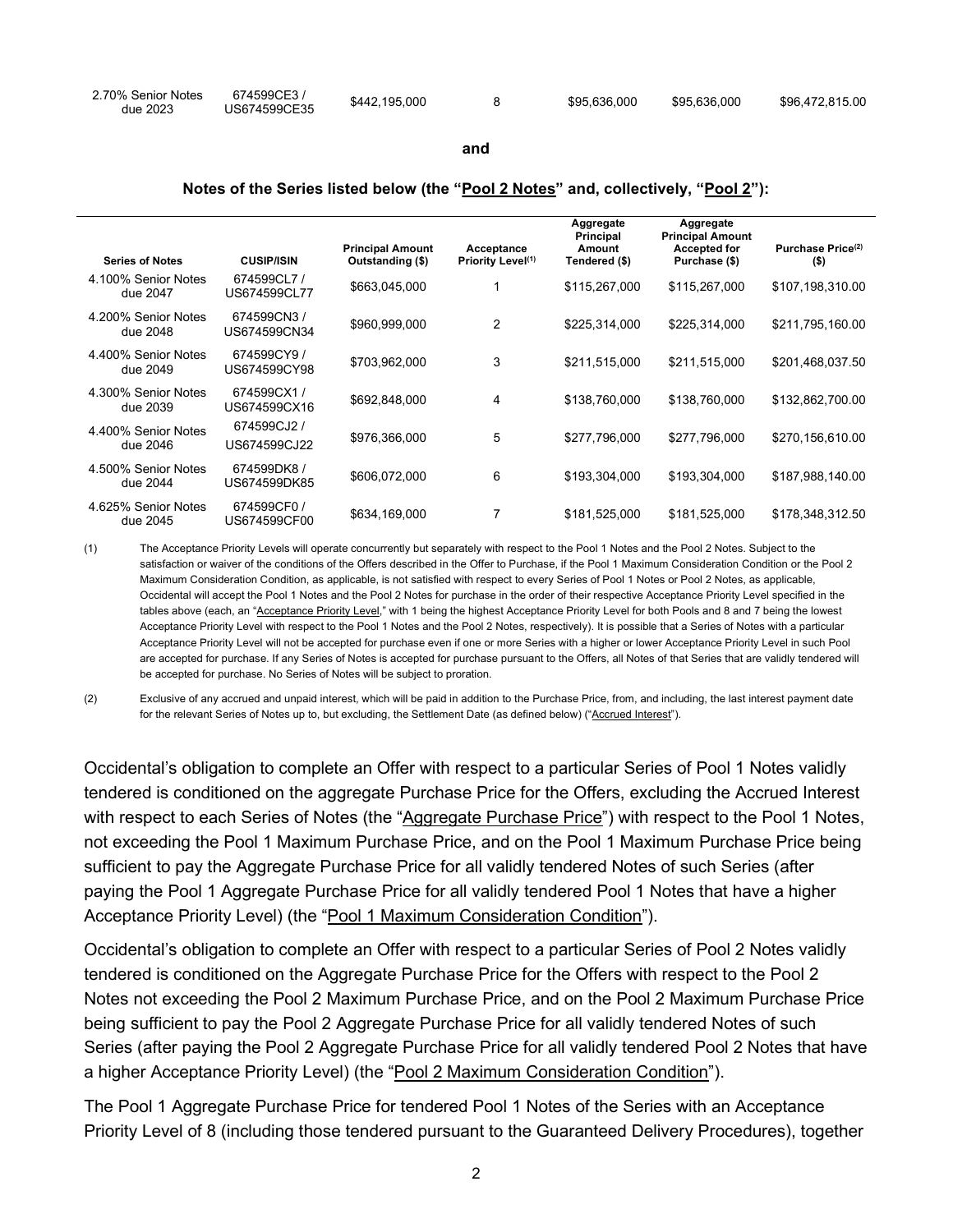| 2.70% Senior Notes due 2023 | 674599CE3 / US674599CE35 | $442,195,000 | 8 | $95,636,000 | $95,636,000 | $96,472,815.00 |
|---|---|---|---|---|---|---|

**and**

**Notes of the Series listed below (the "Pool 2 Notes" and, collectively, "Pool 2"):**

| Series of Notes | CUSIP/ISIN | Principal Amount Outstanding ($) | Acceptance Priority Level(1) | Aggregate Principal Amount Tendered ($) | Aggregate Principal Amount Accepted for Purchase ($) | Purchase Price(2) ($) |
|---|---|---|---|---|---|---|
| 4.100% Senior Notes due 2047 | 674599CL7 / US674599CL77 | $663,045,000 | 1 | $115,267,000 | $115,267,000 | $107,198,310.00 |
| 4.200% Senior Notes due 2048 | 674599CN3 / US674599CN34 | $960,999,000 | 2 | $225,314,000 | $225,314,000 | $211,795,160.00 |
| 4.400% Senior Notes due 2049 | 674599CY9 / US674599CY98 | $703,962,000 | 3 | $211,515,000 | $211,515,000 | $201,468,037.50 |
| 4.300% Senior Notes due 2039 | 674599CX1 / US674599CX16 | $692,848,000 | 4 | $138,760,000 | $138,760,000 | $132,862,700.00 |
| 4.400% Senior Notes due 2046 | 674599CJ2 / US674599CJ22 | $976,366,000 | 5 | $277,796,000 | $277,796,000 | $270,156,610.00 |
| 4.500% Senior Notes due 2044 | 674599DK8 / US674599DK85 | $606,072,000 | 6 | $193,304,000 | $193,304,000 | $187,988,140.00 |
| 4.625% Senior Notes due 2045 | 674599CF0 / US674599CF00 | $634,169,000 | 7 | $181,525,000 | $181,525,000 | $178,348,312.50 |

(1) The Acceptance Priority Levels will operate concurrently but separately with respect to the Pool 1 Notes and the Pool 2 Notes. Subject to the satisfaction or waiver of the conditions of the Offers described in the Offer to Purchase, if the Pool 1 Maximum Consideration Condition or the Pool 2 Maximum Consideration Condition, as applicable, is not satisfied with respect to every Series of Pool 1 Notes or Pool 2 Notes, as applicable, Occidental will accept the Pool 1 Notes and the Pool 2 Notes for purchase in the order of their respective Acceptance Priority Level specified in the tables above (each, an "Acceptance Priority Level," with 1 being the highest Acceptance Priority Level for both Pools and 8 and 7 being the lowest Acceptance Priority Level with respect to the Pool 1 Notes and the Pool 2 Notes, respectively). It is possible that a Series of Notes with a particular Acceptance Priority Level will not be accepted for purchase even if one or more Series with a higher or lower Acceptance Priority Level in such Pool are accepted for purchase. If any Series of Notes is accepted for purchase pursuant to the Offers, all Notes of that Series that are validly tendered will be accepted for purchase. No Series of Notes will be subject to proration.

(2) Exclusive of any accrued and unpaid interest, which will be paid in addition to the Purchase Price, from, and including, the last interest payment date for the relevant Series of Notes up to, but excluding, the Settlement Date (as defined below) ("Accrued Interest").

Occidental's obligation to complete an Offer with respect to a particular Series of Pool 1 Notes validly tendered is conditioned on the aggregate Purchase Price for the Offers, excluding the Accrued Interest with respect to each Series of Notes (the "Aggregate Purchase Price") with respect to the Pool 1 Notes, not exceeding the Pool 1 Maximum Purchase Price, and on the Pool 1 Maximum Purchase Price being sufficient to pay the Aggregate Purchase Price for all validly tendered Notes of such Series (after paying the Pool 1 Aggregate Purchase Price for all validly tendered Pool 1 Notes that have a higher Acceptance Priority Level) (the "Pool 1 Maximum Consideration Condition").

Occidental's obligation to complete an Offer with respect to a particular Series of Pool 2 Notes validly tendered is conditioned on the Aggregate Purchase Price for the Offers with respect to the Pool 2 Notes not exceeding the Pool 2 Maximum Purchase Price, and on the Pool 2 Maximum Purchase Price being sufficient to pay the Pool 2 Aggregate Purchase Price for all validly tendered Notes of such Series (after paying the Pool 2 Aggregate Purchase Price for all validly tendered Pool 2 Notes that have a higher Acceptance Priority Level) (the "Pool 2 Maximum Consideration Condition").

The Pool 1 Aggregate Purchase Price for tendered Pool 1 Notes of the Series with an Acceptance Priority Level of 8 (including those tendered pursuant to the Guaranteed Delivery Procedures), together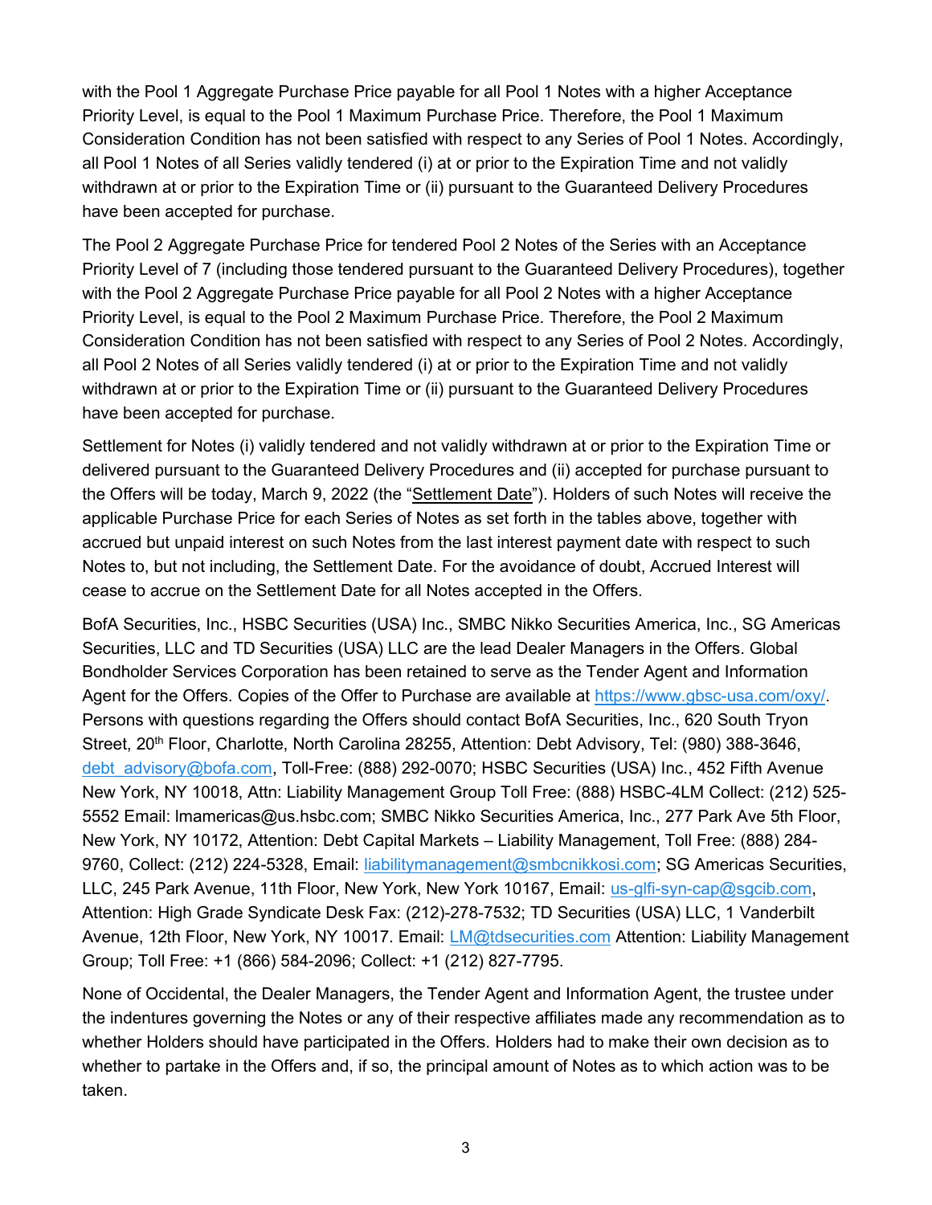with the Pool 1 Aggregate Purchase Price payable for all Pool 1 Notes with a higher Acceptance Priority Level, is equal to the Pool 1 Maximum Purchase Price. Therefore, the Pool 1 Maximum Consideration Condition has not been satisfied with respect to any Series of Pool 1 Notes. Accordingly, all Pool 1 Notes of all Series validly tendered (i) at or prior to the Expiration Time and not validly withdrawn at or prior to the Expiration Time or (ii) pursuant to the Guaranteed Delivery Procedures have been accepted for purchase.

The Pool 2 Aggregate Purchase Price for tendered Pool 2 Notes of the Series with an Acceptance Priority Level of 7 (including those tendered pursuant to the Guaranteed Delivery Procedures), together with the Pool 2 Aggregate Purchase Price payable for all Pool 2 Notes with a higher Acceptance Priority Level, is equal to the Pool 2 Maximum Purchase Price. Therefore, the Pool 2 Maximum Consideration Condition has not been satisfied with respect to any Series of Pool 2 Notes. Accordingly, all Pool 2 Notes of all Series validly tendered (i) at or prior to the Expiration Time and not validly withdrawn at or prior to the Expiration Time or (ii) pursuant to the Guaranteed Delivery Procedures have been accepted for purchase.

Settlement for Notes (i) validly tendered and not validly withdrawn at or prior to the Expiration Time or delivered pursuant to the Guaranteed Delivery Procedures and (ii) accepted for purchase pursuant to the Offers will be today, March 9, 2022 (the "Settlement Date"). Holders of such Notes will receive the applicable Purchase Price for each Series of Notes as set forth in the tables above, together with accrued but unpaid interest on such Notes from the last interest payment date with respect to such Notes to, but not including, the Settlement Date. For the avoidance of doubt, Accrued Interest will cease to accrue on the Settlement Date for all Notes accepted in the Offers.

BofA Securities, Inc., HSBC Securities (USA) Inc., SMBC Nikko Securities America, Inc., SG Americas Securities, LLC and TD Securities (USA) LLC are the lead Dealer Managers in the Offers. Global Bondholder Services Corporation has been retained to serve as the Tender Agent and Information Agent for the Offers. Copies of the Offer to Purchase are available at https://www.gbsc-usa.com/oxy/. Persons with questions regarding the Offers should contact BofA Securities, Inc., 620 South Tryon Street, 20th Floor, Charlotte, North Carolina 28255, Attention: Debt Advisory, Tel: (980) 388-3646, debt_advisory@bofa.com, Toll-Free: (888) 292-0070; HSBC Securities (USA) Inc., 452 Fifth Avenue New York, NY 10018, Attn: Liability Management Group Toll Free: (888) HSBC-4LM Collect: (212) 525-5552 Email: lmamericas@us.hsbc.com; SMBC Nikko Securities America, Inc., 277 Park Ave 5th Floor, New York, NY 10172, Attention: Debt Capital Markets – Liability Management, Toll Free: (888) 284-9760, Collect: (212) 224-5328, Email: liabilitymanagement@smbcnikkosi.com; SG Americas Securities, LLC, 245 Park Avenue, 11th Floor, New York, New York 10167, Email: us-glfi-syn-cap@sgcib.com, Attention: High Grade Syndicate Desk Fax: (212)-278-7532; TD Securities (USA) LLC, 1 Vanderbilt Avenue, 12th Floor, New York, NY 10017. Email: LM@tdsecurities.com Attention: Liability Management Group; Toll Free: +1 (866) 584-2096; Collect: +1 (212) 827-7795.

None of Occidental, the Dealer Managers, the Tender Agent and Information Agent, the trustee under the indentures governing the Notes or any of their respective affiliates made any recommendation as to whether Holders should have participated in the Offers. Holders had to make their own decision as to whether to partake in the Offers and, if so, the principal amount of Notes as to which action was to be taken.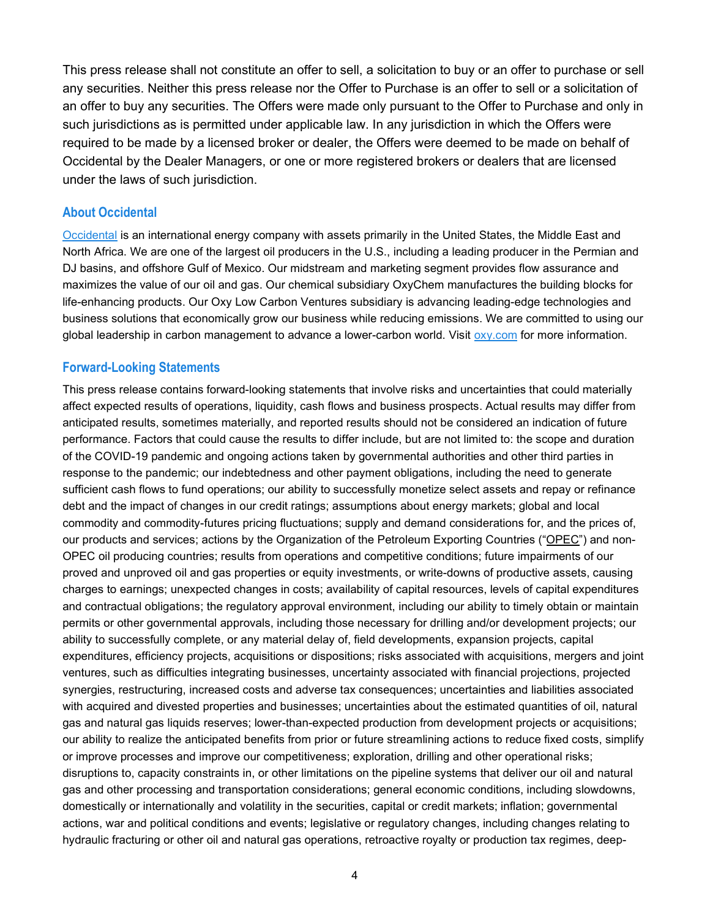This press release shall not constitute an offer to sell, a solicitation to buy or an offer to purchase or sell any securities. Neither this press release nor the Offer to Purchase is an offer to sell or a solicitation of an offer to buy any securities. The Offers were made only pursuant to the Offer to Purchase and only in such jurisdictions as is permitted under applicable law. In any jurisdiction in which the Offers were required to be made by a licensed broker or dealer, the Offers were deemed to be made on behalf of Occidental by the Dealer Managers, or one or more registered brokers or dealers that are licensed under the laws of such jurisdiction.

## About Occidental

Occidental is an international energy company with assets primarily in the United States, the Middle East and North Africa. We are one of the largest oil producers in the U.S., including a leading producer in the Permian and DJ basins, and offshore Gulf of Mexico. Our midstream and marketing segment provides flow assurance and maximizes the value of our oil and gas. Our chemical subsidiary OxyChem manufactures the building blocks for life-enhancing products. Our Oxy Low Carbon Ventures subsidiary is advancing leading-edge technologies and business solutions that economically grow our business while reducing emissions. We are committed to using our global leadership in carbon management to advance a lower-carbon world. Visit oxy.com for more information.

## Forward-Looking Statements

This press release contains forward-looking statements that involve risks and uncertainties that could materially affect expected results of operations, liquidity, cash flows and business prospects. Actual results may differ from anticipated results, sometimes materially, and reported results should not be considered an indication of future performance. Factors that could cause the results to differ include, but are not limited to: the scope and duration of the COVID-19 pandemic and ongoing actions taken by governmental authorities and other third parties in response to the pandemic; our indebtedness and other payment obligations, including the need to generate sufficient cash flows to fund operations; our ability to successfully monetize select assets and repay or refinance debt and the impact of changes in our credit ratings; assumptions about energy markets; global and local commodity and commodity-futures pricing fluctuations; supply and demand considerations for, and the prices of, our products and services; actions by the Organization of the Petroleum Exporting Countries ("OPEC") and non-OPEC oil producing countries; results from operations and competitive conditions; future impairments of our proved and unproved oil and gas properties or equity investments, or write-downs of productive assets, causing charges to earnings; unexpected changes in costs; availability of capital resources, levels of capital expenditures and contractual obligations; the regulatory approval environment, including our ability to timely obtain or maintain permits or other governmental approvals, including those necessary for drilling and/or development projects; our ability to successfully complete, or any material delay of, field developments, expansion projects, capital expenditures, efficiency projects, acquisitions or dispositions; risks associated with acquisitions, mergers and joint ventures, such as difficulties integrating businesses, uncertainty associated with financial projections, projected synergies, restructuring, increased costs and adverse tax consequences; uncertainties and liabilities associated with acquired and divested properties and businesses; uncertainties about the estimated quantities of oil, natural gas and natural gas liquids reserves; lower-than-expected production from development projects or acquisitions; our ability to realize the anticipated benefits from prior or future streamlining actions to reduce fixed costs, simplify or improve processes and improve our competitiveness; exploration, drilling and other operational risks; disruptions to, capacity constraints in, or other limitations on the pipeline systems that deliver our oil and natural gas and other processing and transportation considerations; general economic conditions, including slowdowns, domestically or internationally and volatility in the securities, capital or credit markets; inflation; governmental actions, war and political conditions and events; legislative or regulatory changes, including changes relating to hydraulic fracturing or other oil and natural gas operations, retroactive royalty or production tax regimes, deep-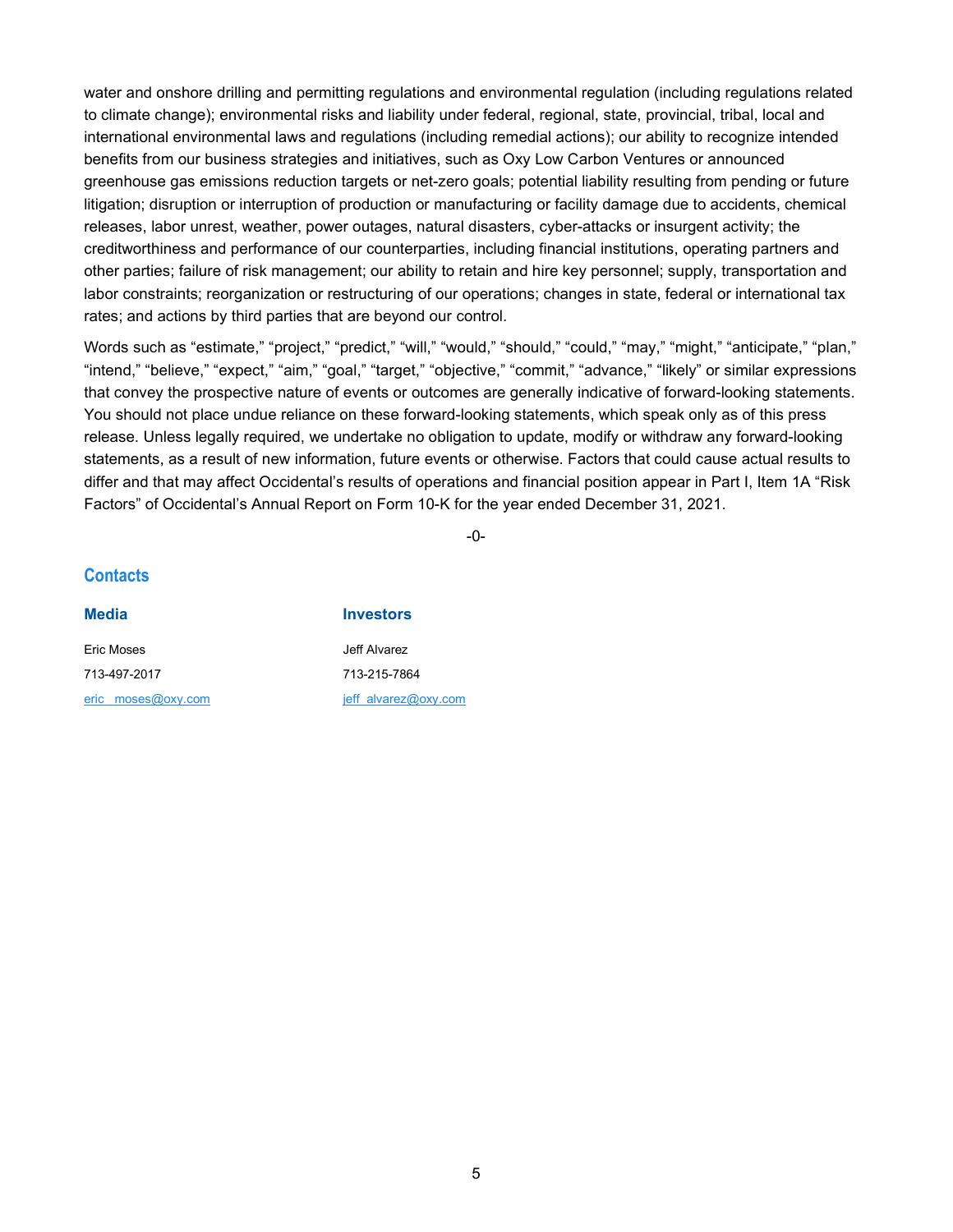water and onshore drilling and permitting regulations and environmental regulation (including regulations related to climate change); environmental risks and liability under federal, regional, state, provincial, tribal, local and international environmental laws and regulations (including remedial actions); our ability to recognize intended benefits from our business strategies and initiatives, such as Oxy Low Carbon Ventures or announced greenhouse gas emissions reduction targets or net-zero goals; potential liability resulting from pending or future litigation; disruption or interruption of production or manufacturing or facility damage due to accidents, chemical releases, labor unrest, weather, power outages, natural disasters, cyber-attacks or insurgent activity; the creditworthiness and performance of our counterparties, including financial institutions, operating partners and other parties; failure of risk management; our ability to retain and hire key personnel; supply, transportation and labor constraints; reorganization or restructuring of our operations; changes in state, federal or international tax rates; and actions by third parties that are beyond our control.

Words such as “estimate,” “project,” “predict,” “will,” “would,” “should,” “could,” “may,” “might,” “anticipate,” “plan,” “intend,” “believe,” “expect,” “aim,” “goal,” “target,” “objective,” “commit,” “advance,” “likely” or similar expressions that convey the prospective nature of events or outcomes are generally indicative of forward-looking statements. You should not place undue reliance on these forward-looking statements, which speak only as of this press release. Unless legally required, we undertake no obligation to update, modify or withdraw any forward-looking statements, as a result of new information, future events or otherwise. Factors that could cause actual results to differ and that may affect Occidental’s results of operations and financial position appear in Part I, Item 1A “Risk Factors” of Occidental’s Annual Report on Form 10-K for the year ended December 31, 2021.

-0-

## Contacts

### Media

Eric Moses
713-497-2017
eric_moses@oxy.com

### Investors

Jeff Alvarez
713-215-7864
jeff_alvarez@oxy.com